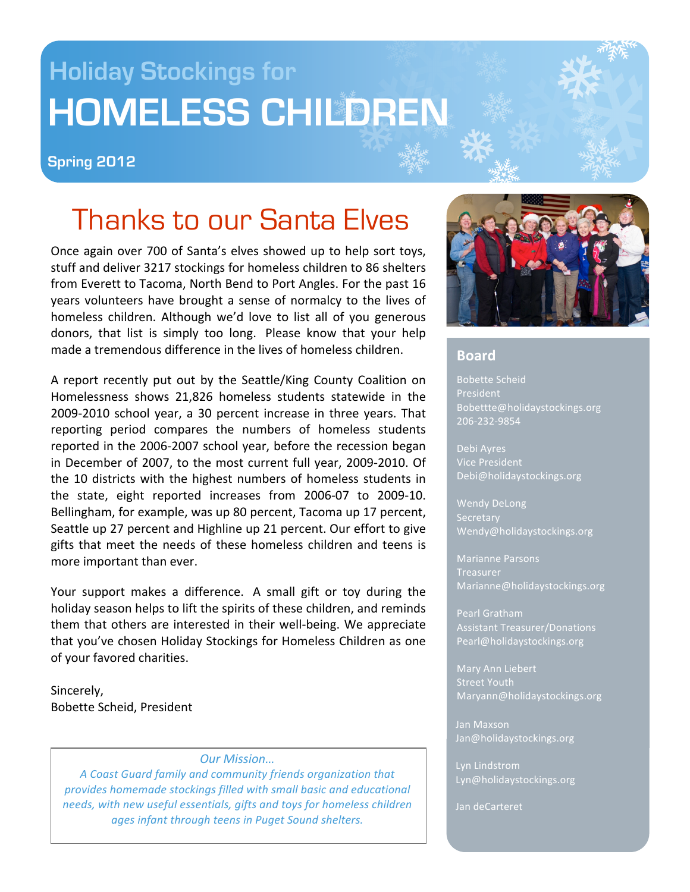# Holiday Stockings for HOMELESS CHILDREN

**Spring 2012**

## Thanks to our Santa Elves

Once again over 700 of Santa's elves showed up to help sort toys, stuff and deliver 3217 stockings for homeless children to 86 shelters from Everett to Tacoma, North Bend to Port Angles. For the past 16 years volunteers have brought a sense of normalcy to the lives of homeless children. Although we'd love to list all of you generous donors, that list is simply too long. Please know that your help made a tremendous difference in the lives of homeless children.

A report recently put out by the Seattle/King County Coalition on Homelessness shows 21,826 homeless students statewide in the 2009-2010 school year, a 30 percent increase in three years. That reporting period compares the numbers of homeless students reported in the 2006-2007 school year, before the recession began in December of 2007, to the most current full year, 2009-2010. Of the 10 districts with the highest numbers of homeless students in the state, eight reported increases from 2006-07 to 2009-10. Bellingham, for example, was up 80 percent, Tacoma up 17 percent, Seattle up 27 percent and Highline up 21 percent. Our effort to give gifts that meet the needs of these homeless children and teens is more important than ever.

Your support makes a difference. A small gift or toy during the holiday season helps to lift the spirits of these children, and reminds them that others are interested in their well-being. We appreciate that you've chosen Holiday Stockings for Homeless Children as one of your favored charities.

Sincerely,
Bobette Scheid, President

*Our Mission…*
*A Coast Guard family and community friends organization that provides homemade stockings filled with small basic and educational needs, with new useful essentials, gifts and toys for homeless children ages infant through teens in Puget Sound shelters.*

### Board

Bobette Scheid
President
Bobettte@holidaystockings.org
206-232-9854

Debi Ayres
Vice President
Debi@holidaystockings.org

Wendy DeLong
Secretary
Wendy@holidaystockings.org

Marianne Parsons
Treasurer
Marianne@holidaystockings.org

Pearl Gratham
Assistant Treasurer/Donations
Pearl@holidaystockings.org

Mary Ann Liebert
Street Youth
Maryann@holidaystockings.org

Jan Maxson
Jan@holidaystockings.org

Lyn Lindstrom
Lyn@holidaystockings.org

Jan deCarteret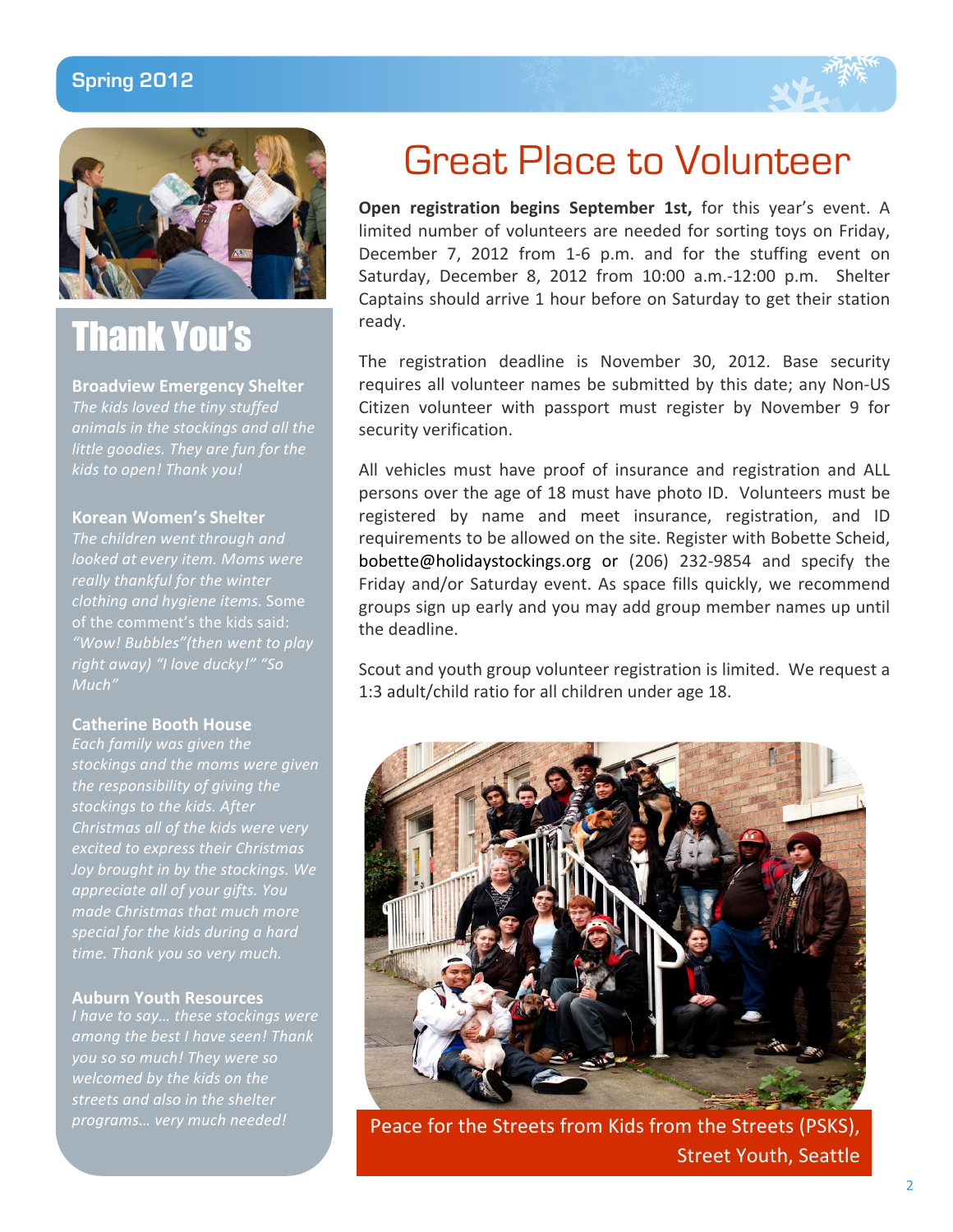# Thank You's

**Broadview Emergency Shelter**
*The kids loved the tiny stuffed animals in the stockings and all the little goodies. They are fun for the kids to open! Thank you!*

**Korean Women's Shelter**
*The children went through and looked at every item. Moms were really thankful for the winter clothing and hygiene items.* Some of the comment's the kids said: *"Wow! Bubbles"(then went to play right away) "I love ducky!" "So Much"*

**Catherine Booth House**
*Each family was given the stockings and the moms were given the responsibility of giving the stockings to the kids. After Christmas all of the kids were very excited to express their Christmas Joy brought in by the stockings. We appreciate all of your gifts. You made Christmas that much more special for the kids during a hard time. Thank you so very much.*

**Auburn Youth Resources**
*I have to say… these stockings were among the best I have seen! Thank you so much! They were so welcomed by the kids on the streets and also in the shelter programs… very much needed!*

# Great Place to Volunteer

**Open registration begins September 1st,** for this year's event. A limited number of volunteers are needed for sorting toys on Friday, December 7, 2012 from 1-6 p.m. and for the stuffing event on Saturday, December 8, 2012 from 10:00 a.m.-12:00 p.m. Shelter Captains should arrive 1 hour before on Saturday to get their station ready.

The registration deadline is November 30, 2012. Base security requires all volunteer names be submitted by this date; any Non-US Citizen volunteer with passport must register by November 9 for security verification.

All vehicles must have proof of insurance and registration and ALL persons over the age of 18 must have photo ID. Volunteers must be registered by name and meet insurance, registration, and ID requirements to be allowed on the site. Register with Bobette Scheid, bobette@holidaystockings.org or (206) 232-9854 and specify the Friday and/or Saturday event. As space fills quickly, we recommend groups sign up early and you may add group member names up until the deadline.

Scout and youth group volunteer registration is limited. We request a 1:3 adult/child ratio for all children under age 18.

Peace for the Streets from Kids from the Streets (PSKS), Street Youth, Seattle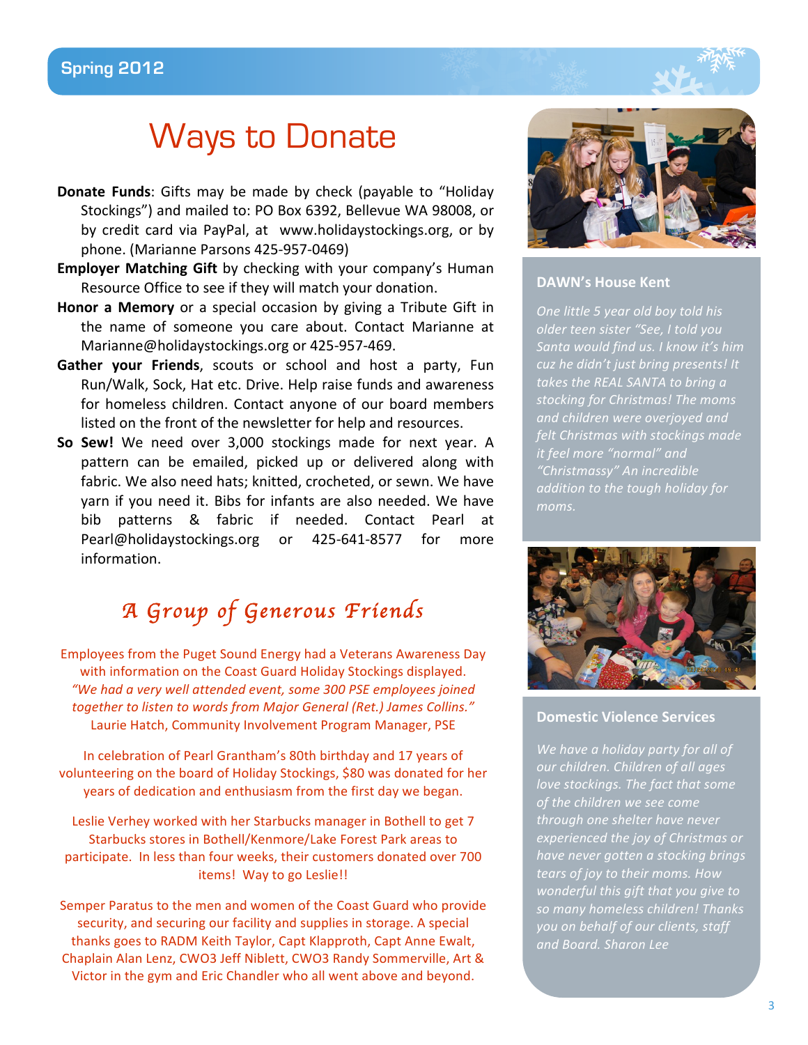# Ways to Donate

**Donate Funds**: Gifts may be made by check (payable to "Holiday Stockings") and mailed to: PO Box 6392, Bellevue WA 98008, or by credit card via PayPal, at www.holidaystockings.org, or by phone. (Marianne Parsons 425-957-0469)

**Employer Matching Gift** by checking with your company's Human Resource Office to see if they will match your donation.

**Honor a Memory** or a special occasion by giving a Tribute Gift in the name of someone you care about. Contact Marianne at Marianne@holidaystockings.org or 425-957-469.

**Gather your Friends**, scouts or school and host a party, Fun Run/Walk, Sock, Hat etc. Drive. Help raise funds and awareness for homeless children. Contact anyone of our board members listed on the front of the newsletter for help and resources.

**So Sew!** We need over 3,000 stockings made for next year. A pattern can be emailed, picked up or delivered along with fabric. We also need hats; knitted, crocheted, or sewn. We have yarn if you need it. Bibs for infants are also needed. We have bib patterns & fabric if needed. Contact Pearl at Pearl@holidaystockings.org or 425-641-8577 for more information.

## *A Group of Generous Friends*

Employees from the Puget Sound Energy had a Veterans Awareness Day with information on the Coast Guard Holiday Stockings displayed. *"We had a very well attended event, some 300 PSE employees joined together to listen to words from Major General (Ret.) James Collins."* Laurie Hatch, Community Involvement Program Manager, PSE

In celebration of Pearl Grantham's 80th birthday and 17 years of volunteering on the board of Holiday Stockings, $80 was donated for her years of dedication and enthusiasm from the first day we began.

Leslie Verhey worked with her Starbucks manager in Bothell to get 7 Starbucks stores in Bothell/Kenmore/Lake Forest Park areas to participate. In less than four weeks, their customers donated over 700 items! Way to go Leslie!!

Semper Paratus to the men and women of the Coast Guard who provide security, and securing our facility and supplies in storage. A special thanks goes to RADM Keith Taylor, Capt Klapproth, Capt Anne Ewalt, Chaplain Alan Lenz, CWO3 Jeff Niblett, CWO3 Randy Sommerville, Art & Victor in the gym and Eric Chandler who all went above and beyond.

### DAWN's House Kent

*One little 5 year old boy told his older teen sister "See, I told you Santa would find us. I know it's him cuz he didn't just bring presents! It takes the REAL SANTA to bring a stocking for Christmas! The moms and children were overjoyed and felt Christmas with stockings made it feel more "normal" and "Christmassy" An incredible addition to the tough holiday for moms.*

### Domestic Violence Services

*We have a holiday party for all of our children. Children of all ages love stockings. The fact that some of the children we see come through one shelter have never experienced the joy of Christmas or have never gotten a stocking brings tears of joy to their moms. How wonderful this gift that you give to so many homeless children! Thanks you on behalf of our clients, staff and Board. Sharon Lee*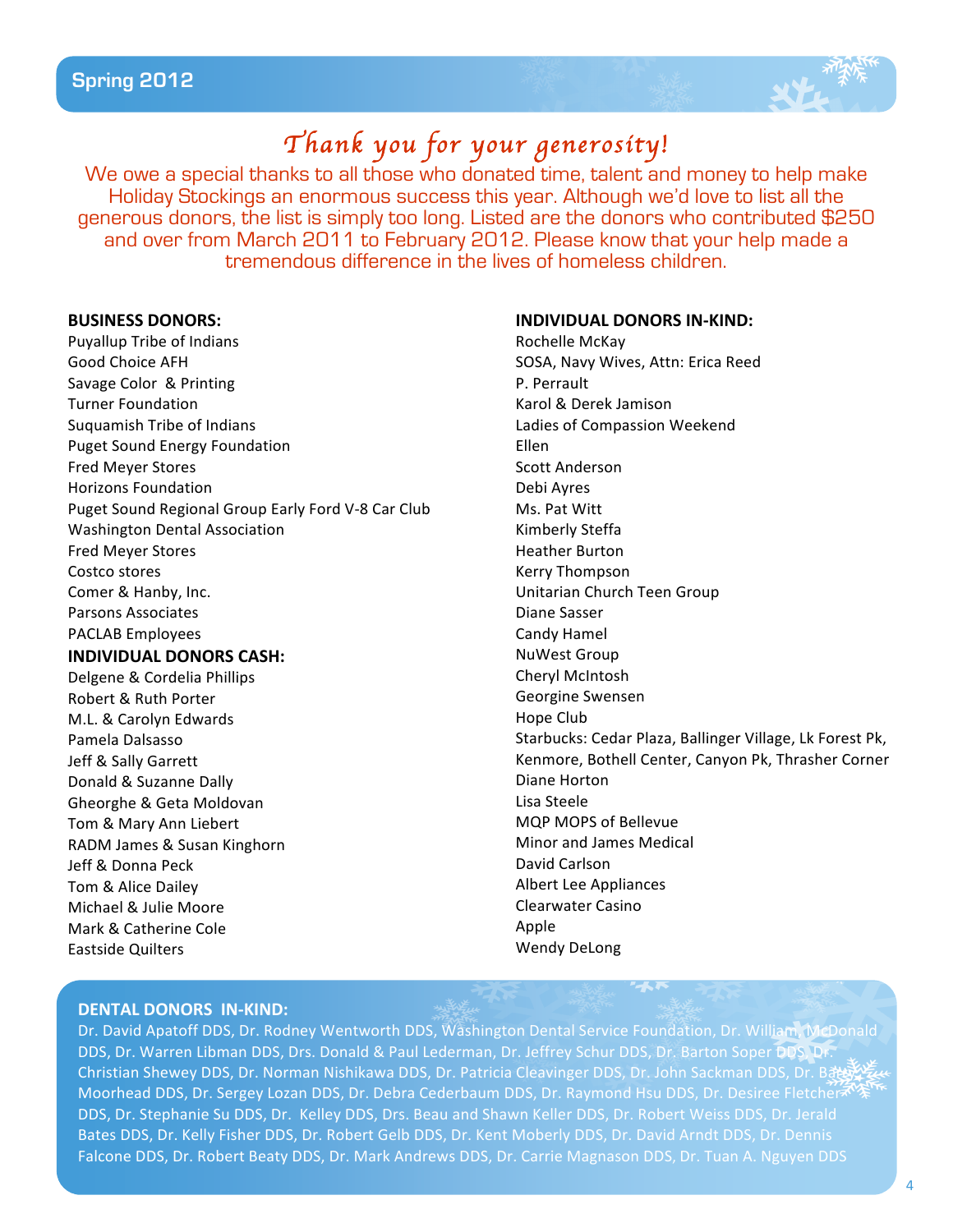Spring 2012

# *Thank you for your generosity!*

We owe a special thanks to all those who donated time, talent and money to help make Holiday Stockings an enormous success this year. Although we'd love to list all the generous donors, the list is simply too long. Listed are the donors who contributed $250 and over from March 2011 to February 2012. Please know that your help made a tremendous difference in the lives of homeless children.

**BUSINESS DONORS:**

Puyallup Tribe of Indians
Good Choice AFH
Savage Color & Printing
Turner Foundation
Suquamish Tribe of Indians
Puget Sound Energy Foundation
Fred Meyer Stores
Horizons Foundation
Puget Sound Regional Group Early Ford V-8 Car Club
Washington Dental Association
Fred Meyer Stores
Costco stores
Comer & Hanby, Inc.
Parsons Associates
PACLAB Employees

**INDIVIDUAL DONORS CASH:**

Delgene & Cordelia Phillips
Robert & Ruth Porter
M.L. & Carolyn Edwards
Pamela Dalsasso
Jeff & Sally Garrett
Donald & Suzanne Dally
Gheorghe & Geta Moldovan
Tom & Mary Ann Liebert
RADM James & Susan Kinghorn
Jeff & Donna Peck
Tom & Alice Dailey
Michael & Julie Moore
Mark & Catherine Cole
Eastside Quilters

**INDIVIDUAL DONORS IN-KIND:**

Rochelle McKay
SOSA, Navy Wives, Attn: Erica Reed
P. Perrault
Karol & Derek Jamison
Ladies of Compassion Weekend
Ellen
Scott Anderson
Debi Ayres
Ms. Pat Witt
Kimberly Steffa
Heather Burton
Kerry Thompson
Unitarian Church Teen Group
Diane Sasser
Candy Hamel
NuWest Group
Cheryl McIntosh
Georgine Swensen
Hope Club
Starbucks: Cedar Plaza, Ballinger Village, Lk Forest Pk, Kenmore, Bothell Center, Canyon Pk, Thrasher Corner
Diane Horton
Lisa Steele
MQP MOPS of Bellevue
Minor and James Medical
David Carlson
Albert Lee Appliances
Clearwater Casino
Apple
Wendy DeLong

**DENTAL DONORS IN-KIND:**

Dr. David Apatoff DDS, Dr. Rodney Wentworth DDS, Washington Dental Service Foundation, Dr. William McDonald DDS, Dr. Warren Libman DDS, Drs. Donald & Paul Lederman, Dr. Jeffrey Schur DDS, Dr. Barton Soper DDS, Dr. Christian Shewey DDS, Dr. Norman Nishikawa DDS, Dr. Patricia Cleavinger DDS, Dr. John Sackman DDS, Dr. Bates Moorhead DDS, Dr. Sergey Lozan DDS, Dr. Debra Cederbaum DDS, Dr. Raymond Hsu DDS, Dr. Desiree Fletcher DDS, Dr. Stephanie Su DDS, Dr. Kelley DDS, Drs. Beau and Shawn Keller DDS, Dr. Robert Weiss DDS, Dr. Jerald Bates DDS, Dr. Kelly Fisher DDS, Dr. Robert Gelb DDS, Dr. Kent Moberly DDS, Dr. David Arndt DDS, Dr. Dennis Falcone DDS, Dr. Robert Beaty DDS, Dr. Mark Andrews DDS, Dr. Carrie Magnason DDS, Dr. Tuan A. Nguyen DDS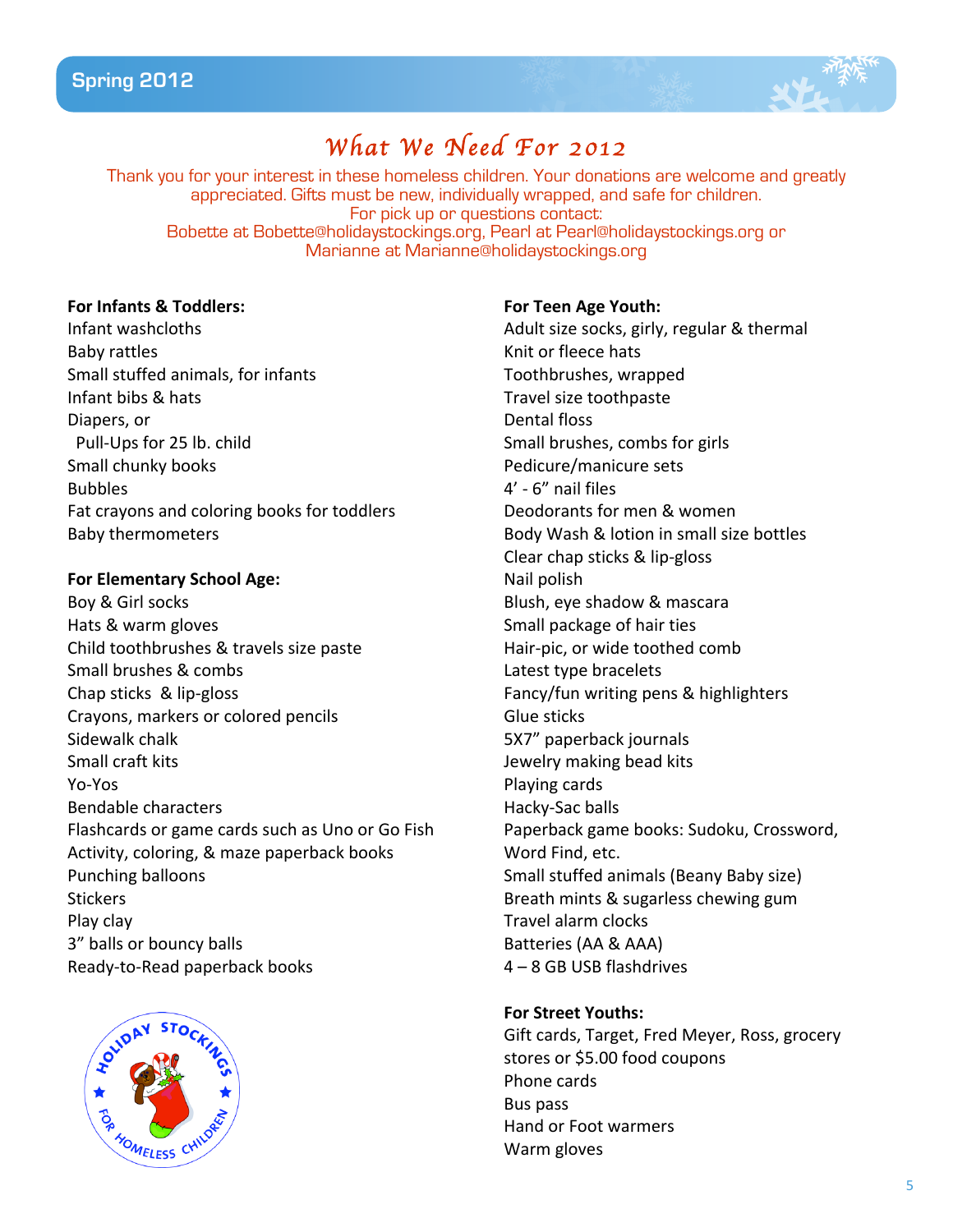# What We Need For 2012

Thank you for your interest in these homeless children. Your donations are welcome and greatly appreciated. Gifts must be new, individually wrapped, and safe for children.
For pick up or questions contact:
Bobette at Bobette@holidaystockings.org, Pearl at Pearl@holidaystockings.org or Marianne at Marianne@holidaystockings.org

**For Infants & Toddlers:**

Infant washcloths
Baby rattles
Small stuffed animals, for infants
Infant bibs & hats
Diapers, or
 Pull-Ups for 25 lb. child
Small chunky books
Bubbles
Fat crayons and coloring books for toddlers
Baby thermometers

**For Elementary School Age:**

Boy & Girl socks
Hats & warm gloves
Child toothbrushes & travels size paste
Small brushes & combs
Chap sticks & lip-gloss
Crayons, markers or colored pencils
Sidewalk chalk
Small craft kits
Yo-Yos
Bendable characters
Flashcards or game cards such as Uno or Go Fish
Activity, coloring, & maze paperback books
Punching balloons
Stickers
Play clay
3" balls or bouncy balls
Ready-to-Read paperback books

**For Teen Age Youth:**

Adult size socks, girly, regular & thermal
Knit or fleece hats
Toothbrushes, wrapped
Travel size toothpaste
Dental floss
Small brushes, combs for girls
Pedicure/manicure sets
4' - 6" nail files
Deodorants for men & women
Body Wash & lotion in small size bottles
Clear chap sticks & lip-gloss
Nail polish
Blush, eye shadow & mascara
Small package of hair ties
Hair-pic, or wide toothed comb
Latest type bracelets
Fancy/fun writing pens & highlighters
Glue sticks
5X7" paperback journals
Jewelry making bead kits
Playing cards
Hacky-Sac balls
Paperback game books: Sudoku, Crossword, Word Find, etc.
Small stuffed animals (Beany Baby size)
Breath mints & sugarless chewing gum
Travel alarm clocks
Batteries (AA & AAA)
4 – 8 GB USB flashdrives

**For Street Youths:**

Gift cards, Target, Fred Meyer, Ross, grocery stores or $5.00 food coupons
Phone cards
Bus pass
Hand or Foot warmers
Warm gloves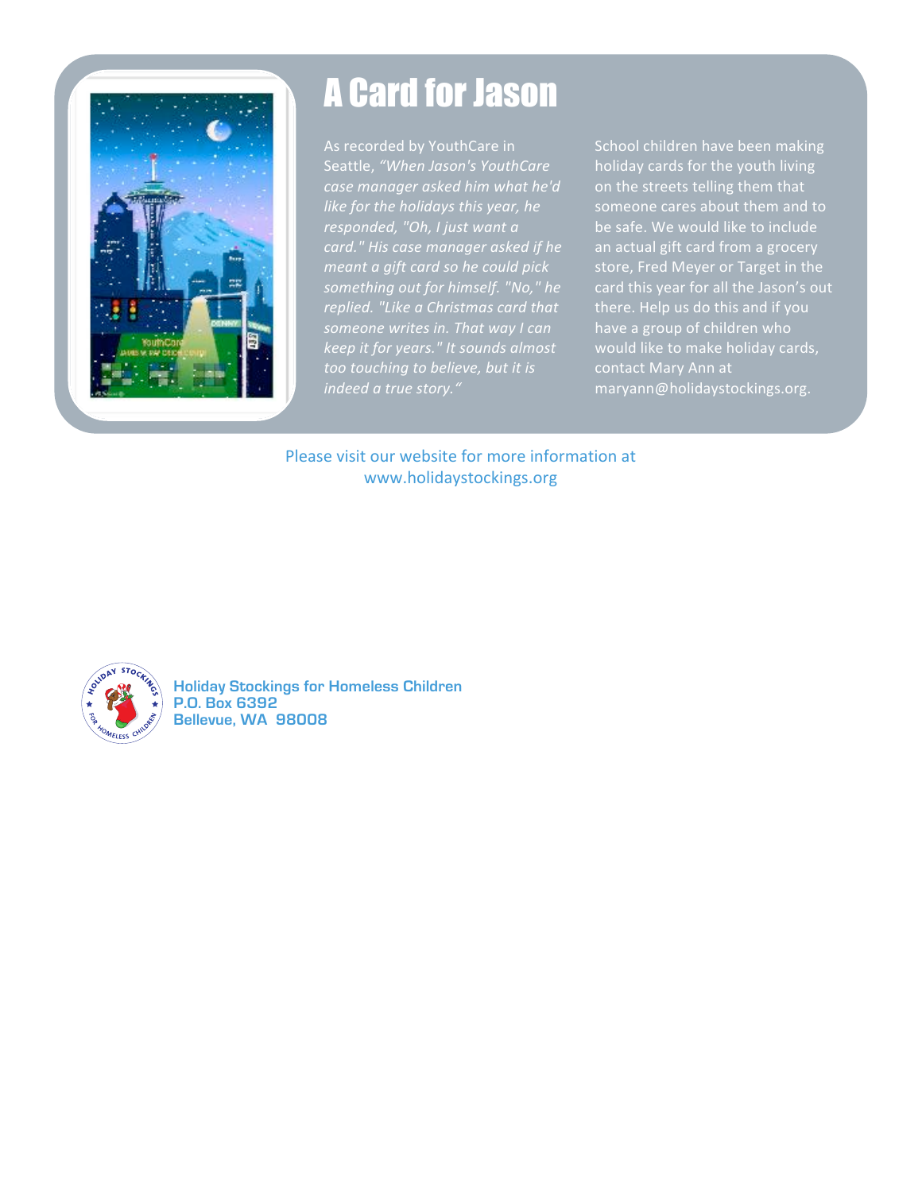# A Card for Jason

As recorded by YouthCare in Seattle, *"When Jason's YouthCare case manager asked him what he'd like for the holidays this year, he responded, "Oh, I just want a card." His case manager asked if he meant a gift card so he could pick something out for himself. "No," he replied. "Like a Christmas card that someone writes in. That way I can keep it for years." It sounds almost too touching to believe, but it is indeed a true story."*

School children have been making holiday cards for the youth living on the streets telling them that someone cares about them and to be safe. We would like to include an actual gift card from a grocery store, Fred Meyer or Target in the card this year for all the Jason's out there. Help us do this and if you have a group of children who would like to make holiday cards, contact Mary Ann at maryann@holidaystockings.org.

Please visit our website for more information at www.holidaystockings.org

**Holiday Stockings for Homeless Children**
**P.O. Box 6392**
**Bellevue, WA 98008**